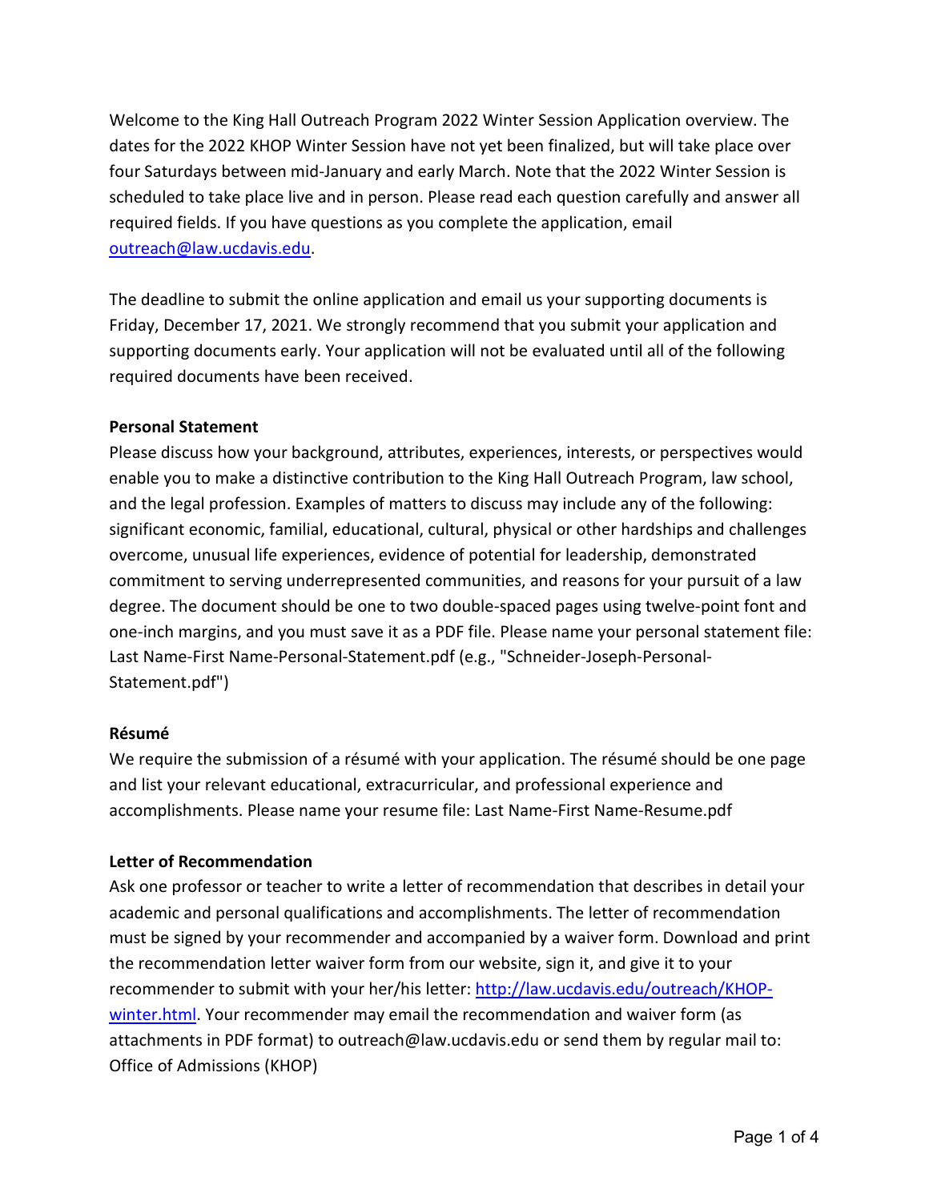Welcome to the King Hall Outreach Program 2022 Winter Session Application overview. The dates for the 2022 KHOP Winter Session have not yet been finalized, but will take place over four Saturdays between mid-January and early March. Note that the 2022 Winter Session is scheduled to take place live and in person. Please read each question carefully and answer all required fields. If you have questions as you complete the application, email [outreach@law.ucdavis.edu](mailto:outreach@law.ucdavis.edu).

The deadline to submit the online application and email us your supporting documents is Friday, December 17, 2021. We strongly recommend that you submit your application and supporting documents early. Your application will not be evaluated until all of the following required documents have been received.

**Personal Statement**

Please discuss how your background, attributes, experiences, interests, or perspectives would enable you to make a distinctive contribution to the King Hall Outreach Program, law school, and the legal profession. Examples of matters to discuss may include any of the following: significant economic, familial, educational, cultural, physical or other hardships and challenges overcome, unusual life experiences, evidence of potential for leadership, demonstrated commitment to serving underrepresented communities, and reasons for your pursuit of a law degree. The document should be one to two double-spaced pages using twelve-point font and one-inch margins, and you must save it as a PDF file. Please name your personal statement file: Last Name-First Name-Personal-Statement.pdf (e.g., "Schneider-Joseph-Personal-Statement.pdf")

**Résumé**

We require the submission of a résumé with your application. The résumé should be one page and list your relevant educational, extracurricular, and professional experience and accomplishments. Please name your resume file: Last Name-First Name-Resume.pdf

**Letter of Recommendation**

Ask one professor or teacher to write a letter of recommendation that describes in detail your academic and personal qualifications and accomplishments. The letter of recommendation must be signed by your recommender and accompanied by a waiver form. Download and print the recommendation letter waiver form from our website, sign it, and give it to your recommender to submit with your her/his letter: [http://law.ucdavis.edu/outreach/KHOP-winter.html](http://law.ucdavis.edu/outreach/KHOP-winter.html). Your recommender may email the recommendation and waiver form (as attachments in PDF format) to outreach@law.ucdavis.edu or send them by regular mail to: Office of Admissions (KHOP)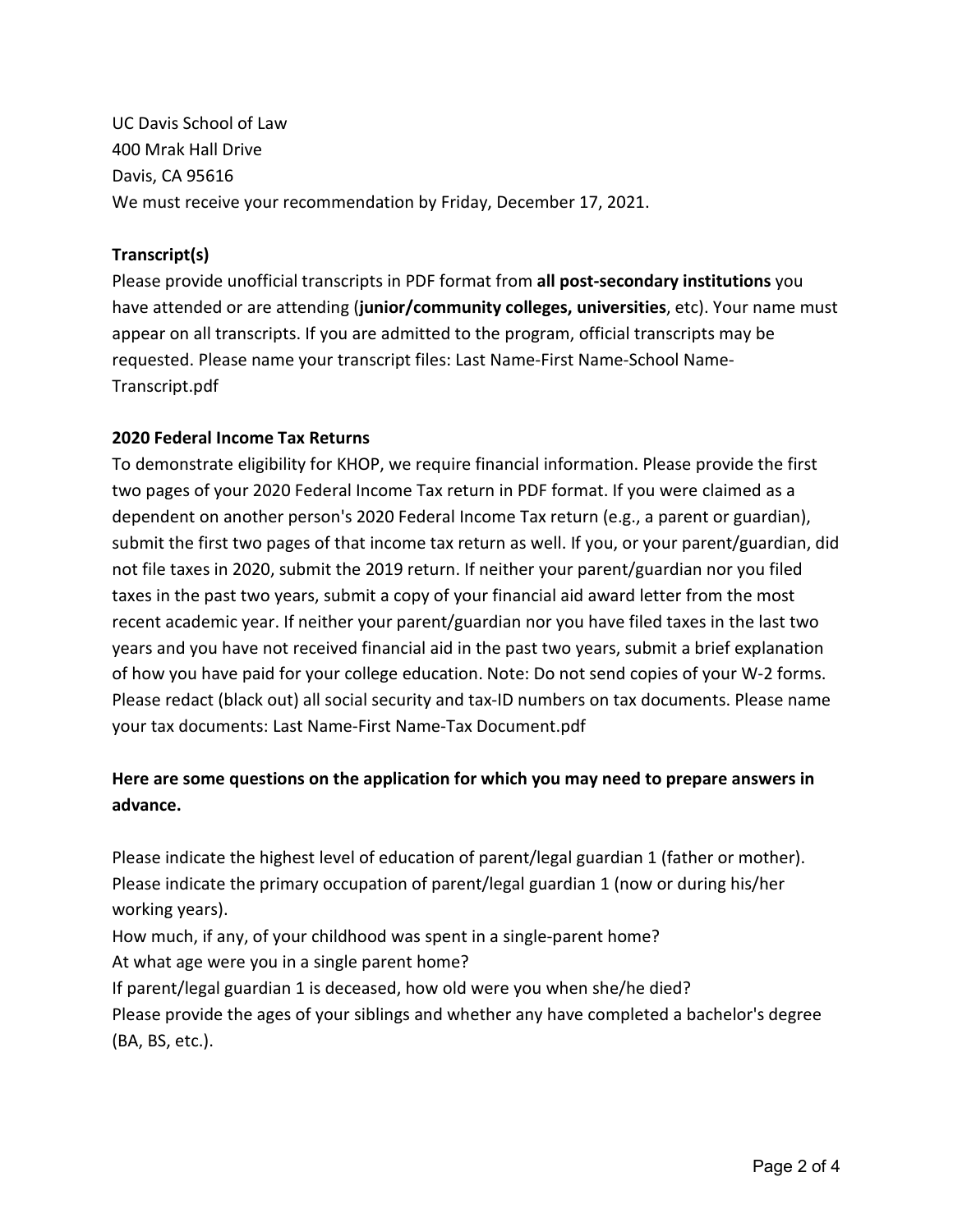UC Davis School of Law
400 Mrak Hall Drive
Davis, CA 95616
We must receive your recommendation by Friday, December 17, 2021.

**Transcript(s)**

Please provide unofficial transcripts in PDF format from **all post-secondary institutions** you have attended or are attending (**junior/community colleges, universities**, etc). Your name must appear on all transcripts. If you are admitted to the program, official transcripts may be requested. Please name your transcript files: Last Name-First Name-School Name-Transcript.pdf

**2020 Federal Income Tax Returns**

To demonstrate eligibility for KHOP, we require financial information. Please provide the first two pages of your 2020 Federal Income Tax return in PDF format. If you were claimed as a dependent on another person's 2020 Federal Income Tax return (e.g., a parent or guardian), submit the first two pages of that income tax return as well. If you, or your parent/guardian, did not file taxes in 2020, submit the 2019 return. If neither your parent/guardian nor you filed taxes in the past two years, submit a copy of your financial aid award letter from the most recent academic year. If neither your parent/guardian nor you have filed taxes in the last two years and you have not received financial aid in the past two years, submit a brief explanation of how you have paid for your college education. Note: Do not send copies of your W-2 forms. Please redact (black out) all social security and tax-ID numbers on tax documents. Please name your tax documents: Last Name-First Name-Tax Document.pdf

**Here are some questions on the application for which you may need to prepare answers in advance.**

Please indicate the highest level of education of parent/legal guardian 1 (father or mother).
Please indicate the primary occupation of parent/legal guardian 1 (now or during his/her working years).
How much, if any, of your childhood was spent in a single-parent home?
At what age were you in a single parent home?
If parent/legal guardian 1 is deceased, how old were you when she/he died?
Please provide the ages of your siblings and whether any have completed a bachelor's degree (BA, BS, etc.).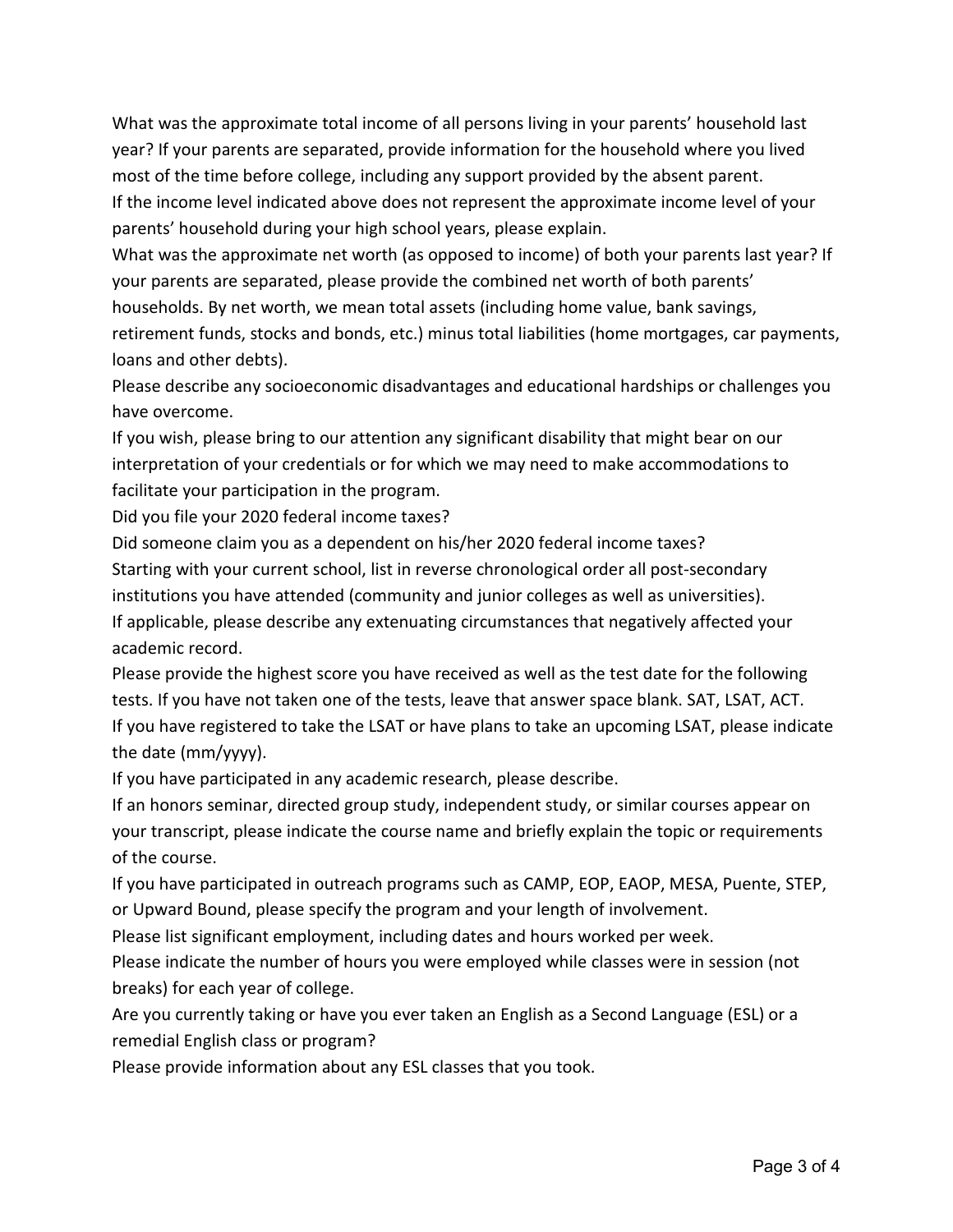What was the approximate total income of all persons living in your parents' household last year? If your parents are separated, provide information for the household where you lived most of the time before college, including any support provided by the absent parent.

If the income level indicated above does not represent the approximate income level of your parents' household during your high school years, please explain.

What was the approximate net worth (as opposed to income) of both your parents last year? If your parents are separated, please provide the combined net worth of both parents' households. By net worth, we mean total assets (including home value, bank savings, retirement funds, stocks and bonds, etc.) minus total liabilities (home mortgages, car payments, loans and other debts).

Please describe any socioeconomic disadvantages and educational hardships or challenges you have overcome.

If you wish, please bring to our attention any significant disability that might bear on our interpretation of your credentials or for which we may need to make accommodations to facilitate your participation in the program.

Did you file your 2020 federal income taxes?

Did someone claim you as a dependent on his/her 2020 federal income taxes?

Starting with your current school, list in reverse chronological order all post-secondary institutions you have attended (community and junior colleges as well as universities).

If applicable, please describe any extenuating circumstances that negatively affected your academic record.

Please provide the highest score you have received as well as the test date for the following tests. If you have not taken one of the tests, leave that answer space blank. SAT, LSAT, ACT.

If you have registered to take the LSAT or have plans to take an upcoming LSAT, please indicate the date (mm/yyyy).

If you have participated in any academic research, please describe.

If an honors seminar, directed group study, independent study, or similar courses appear on your transcript, please indicate the course name and briefly explain the topic or requirements of the course.

If you have participated in outreach programs such as CAMP, EOP, EAOP, MESA, Puente, STEP, or Upward Bound, please specify the program and your length of involvement.

Please list significant employment, including dates and hours worked per week.

Please indicate the number of hours you were employed while classes were in session (not breaks) for each year of college.

Are you currently taking or have you ever taken an English as a Second Language (ESL) or a remedial English class or program?

Please provide information about any ESL classes that you took.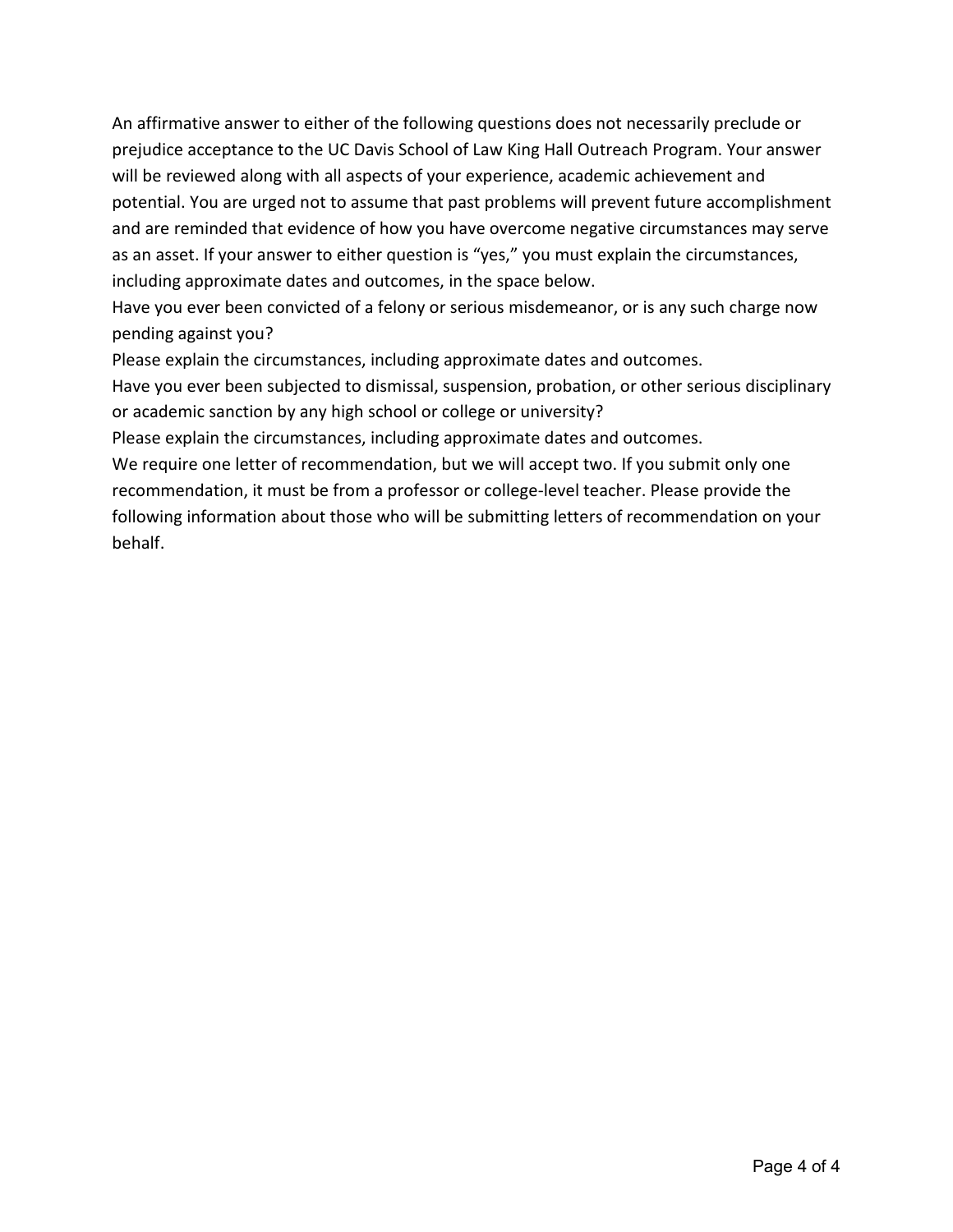An affirmative answer to either of the following questions does not necessarily preclude or prejudice acceptance to the UC Davis School of Law King Hall Outreach Program. Your answer will be reviewed along with all aspects of your experience, academic achievement and potential. You are urged not to assume that past problems will prevent future accomplishment and are reminded that evidence of how you have overcome negative circumstances may serve as an asset. If your answer to either question is "yes," you must explain the circumstances, including approximate dates and outcomes, in the space below.

Have you ever been convicted of a felony or serious misdemeanor, or is any such charge now pending against you?

Please explain the circumstances, including approximate dates and outcomes.

Have you ever been subjected to dismissal, suspension, probation, or other serious disciplinary or academic sanction by any high school or college or university?

Please explain the circumstances, including approximate dates and outcomes.

We require one letter of recommendation, but we will accept two. If you submit only one recommendation, it must be from a professor or college-level teacher. Please provide the following information about those who will be submitting letters of recommendation on your behalf.